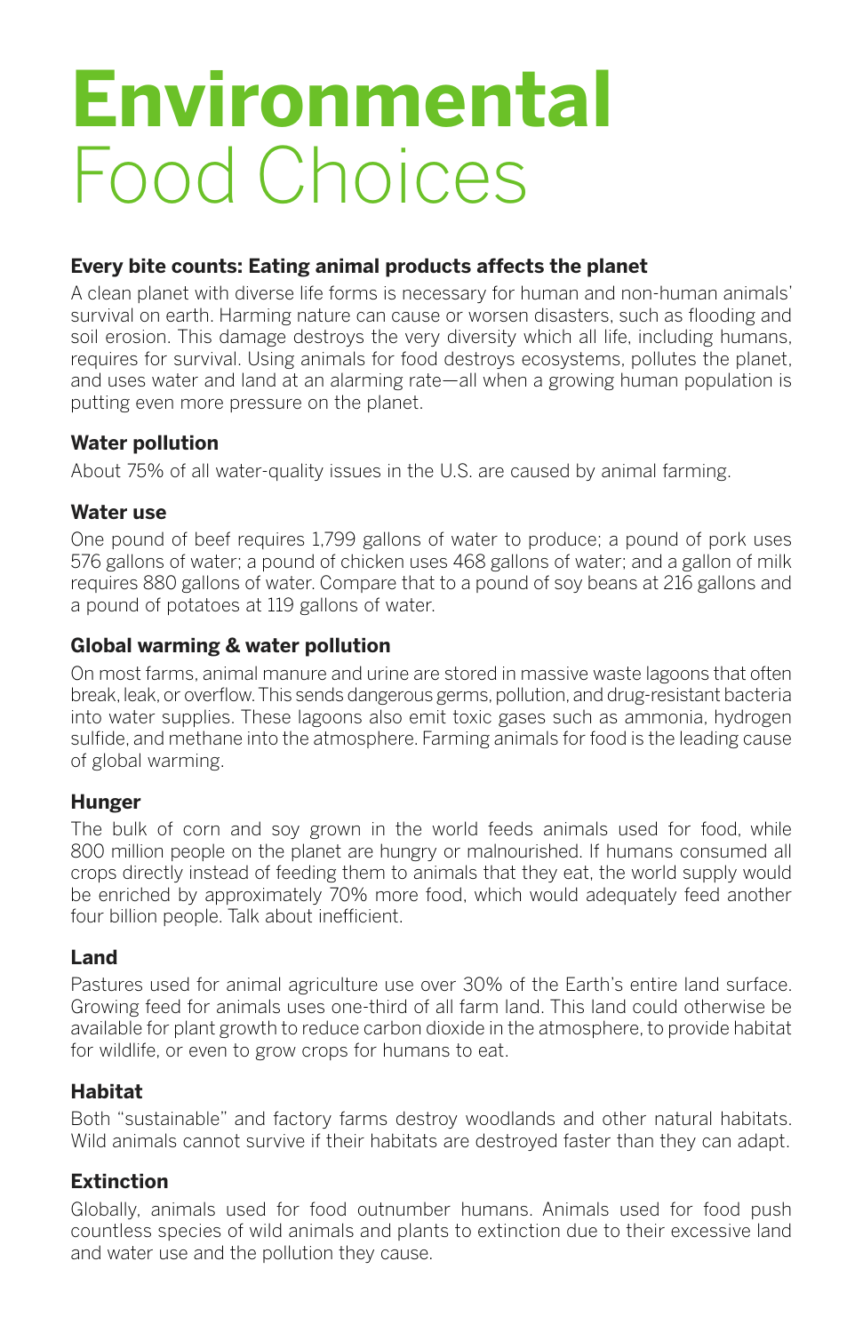# **Environmental** Food Choices

### Every bite counts: Eating animal products affects the planet

A clean planet with diverse life forms is necessary for human and non-human animals' survival on earth. Harming nature can cause or worsen disasters, such as flooding and soil erosion. This damage destroys the very diversity which all life, including humans, requires for survival. Using animals for food destroys ecosystems, pollutes the planet, and uses water and land at an alarming rate—all when a growing human population is putting even more pressure on the planet.

### Water pollution

About 75% of all water-quality issues in the U.S. are caused by animal farming.

### Water use

One pound of beef requires 1,799 gallons of water to produce; a pound of pork uses 576 gallons of water; a pound of chicken uses 468 gallons of water; and a gallon of milk requires 880 gallons of water. Compare that to a pound of soy beans at 216 gallons and a pound of potatoes at 119 gallons of water.

### Global warming & water pollution

On most farms, animal manure and urine are stored in massive waste lagoons that often break, leak, or overflow. This sends dangerous germs, pollution, and drug-resistant bacteria into water supplies. These lagoons also emit toxic gases such as ammonia, hydrogen sulfide, and methane into the atmosphere. Farming animals for food is the leading cause of global warming.

### Hunger

The bulk of corn and soy grown in the world feeds animals used for food, while 800 million people on the planet are hungry or malnourished. If humans consumed all crops directly instead of feeding them to animals that they eat, the world supply would be enriched by approximately 70% more food, which would adequately feed another four billion people. Talk about inefficient.

### Land

Pastures used for animal agriculture use over 30% of the Earth's entire land surface. Growing feed for animals uses one-third of all farm land. This land could otherwise be available for plant growth to reduce carbon dioxide in the atmosphere, to provide habitat for wildlife, or even to grow crops for humans to eat.

### Habitat

Both "sustainable" and factory farms destroy woodlands and other natural habitats. Wild animals cannot survive if their habitats are destroyed faster than they can adapt.

### Extinction

Globally, animals used for food outnumber humans. Animals used for food push countless species of wild animals and plants to extinction due to their excessive land and water use and the pollution they cause.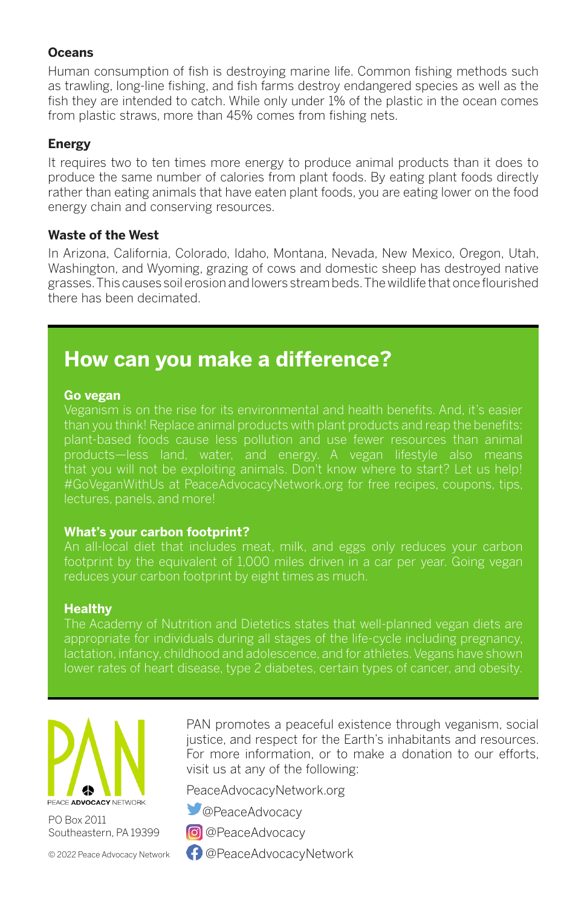**Oceans**

Human consumption of fish is destroying marine life. Common fishing methods such as trawling, long-line fishing, and fish farms destroy endangered species as well as the fish they are intended to catch. While only under 1% of the plastic in the ocean comes from plastic straws, more than 45% comes from fishing nets.

**Energy**

It requires two to ten times more energy to produce animal products than it does to produce the same number of calories from plant foods. By eating plant foods directly rather than eating animals that have eaten plant foods, you are eating lower on the food energy chain and conserving resources.

**Waste of the West**

In Arizona, California, Colorado, Idaho, Montana, Nevada, New Mexico, Oregon, Utah, Washington, and Wyoming, grazing of cows and domestic sheep has destroyed native grasses. This causes soil erosion and lowers stream beds. The wildlife that once flourished there has been decimated.

## How can you make a difference?

**Go vegan**

Veganism is on the rise for its environmental and health benefits. And, it's easier than you think! Replace animal products with plant products and reap the benefits: plant-based foods cause less pollution and use fewer resources than animal products—less land, water, and energy. A vegan lifestyle also means that you will not be exploiting animals. Don't know where to start? Let us help! #GoVeganWithUs at PeaceAdvocacyNetwork.org for free recipes, coupons, tips, lectures, panels, and more!

**What's your carbon footprint?**

An all-local diet that includes meat, milk, and eggs only reduces your carbon footprint by the equivalent of 1,000 miles driven in a car per year. Going vegan reduces your carbon footprint by eight times as much.

**Healthy**

The Academy of Nutrition and Dietetics states that well-planned vegan diets are appropriate for individuals during all stages of the life-cycle including pregnancy, lactation, infancy, childhood and adolescence, and for athletes. Vegans have shown lower rates of heart disease, type 2 diabetes, certain types of cancer, and obesity.

PAN

PEACE ADVOCACY NETWORK

PO Box 2011
Southeastern, PA 19399

© 2022 Peace Advocacy Network

PAN promotes a peaceful existence through veganism, social justice, and respect for the Earth's inhabitants and resources. For more information, or to make a donation to our efforts, visit us at any of the following:

PeaceAdvocacyNetwork.org

@PeaceAdvocacy

@PeaceAdvocacy

@PeaceAdvocacyNetwork